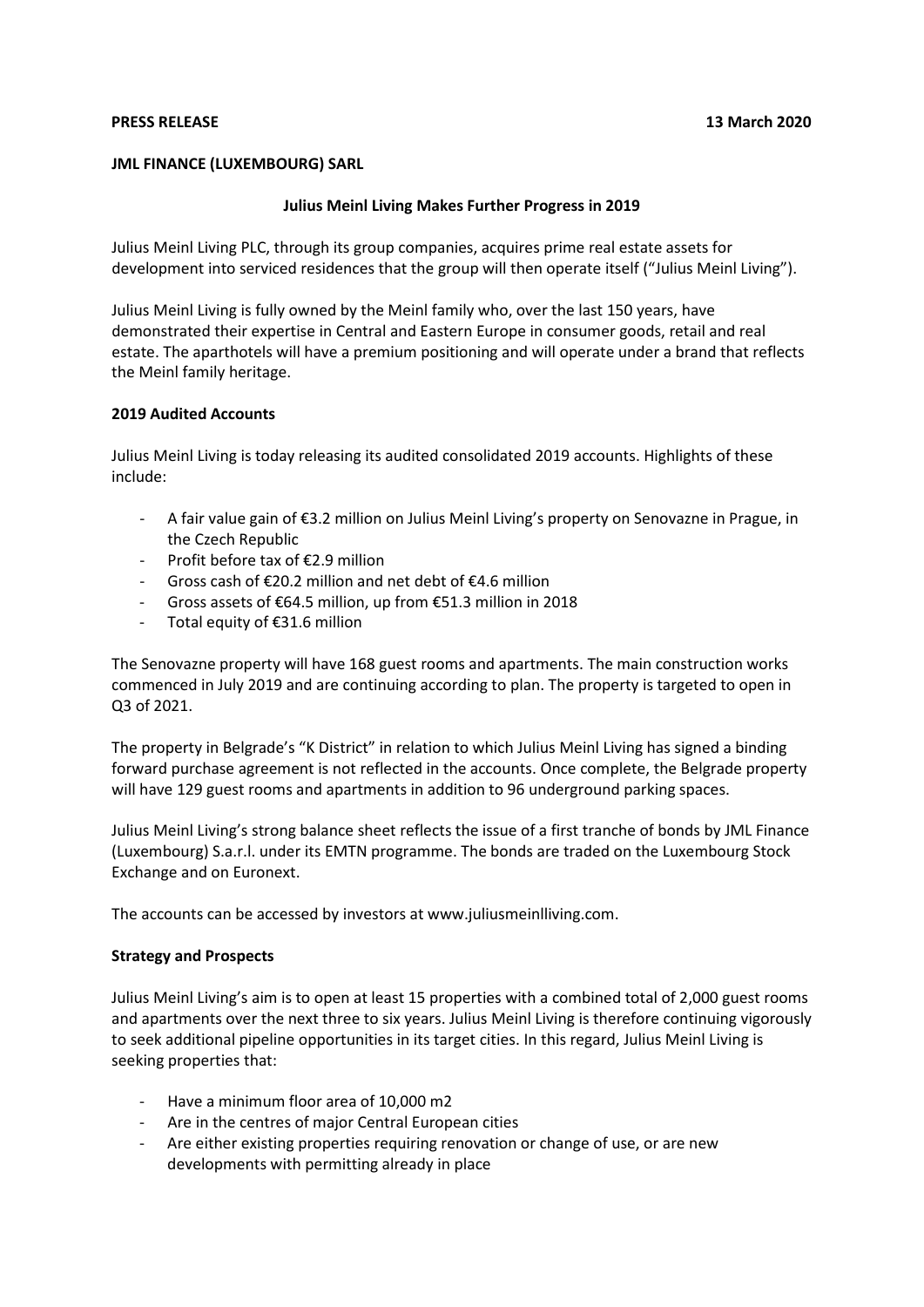**PRESS RELEASE** **13 March 2020**

**JML FINANCE (LUXEMBOURG) SARL**

**Julius Meinl Living Makes Further Progress in 2019**

Julius Meinl Living PLC, through its group companies, acquires prime real estate assets for development into serviced residences that the group will then operate itself ("Julius Meinl Living").

Julius Meinl Living is fully owned by the Meinl family who, over the last 150 years, have demonstrated their expertise in Central and Eastern Europe in consumer goods, retail and real estate. The aparthotels will have a premium positioning and will operate under a brand that reflects the Meinl family heritage.

**2019 Audited Accounts**

Julius Meinl Living is today releasing its audited consolidated 2019 accounts. Highlights of these include:

- A fair value gain of €3.2 million on Julius Meinl Living's property on Senovazne in Prague, in the Czech Republic
- Profit before tax of €2.9 million
- Gross cash of €20.2 million and net debt of €4.6 million
- Gross assets of €64.5 million, up from €51.3 million in 2018
- Total equity of €31.6 million

The Senovazne property will have 168 guest rooms and apartments. The main construction works commenced in July 2019 and are continuing according to plan. The property is targeted to open in Q3 of 2021.

The property in Belgrade's "K District" in relation to which Julius Meinl Living has signed a binding forward purchase agreement is not reflected in the accounts. Once complete, the Belgrade property will have 129 guest rooms and apartments in addition to 96 underground parking spaces.

Julius Meinl Living's strong balance sheet reflects the issue of a first tranche of bonds by JML Finance (Luxembourg) S.a.r.l. under its EMTN programme. The bonds are traded on the Luxembourg Stock Exchange and on Euronext.

The accounts can be accessed by investors at www.juliusmeinlliving.com.

**Strategy and Prospects**

Julius Meinl Living's aim is to open at least 15 properties with a combined total of 2,000 guest rooms and apartments over the next three to six years. Julius Meinl Living is therefore continuing vigorously to seek additional pipeline opportunities in its target cities. In this regard, Julius Meinl Living is seeking properties that:

- Have a minimum floor area of 10,000 m2
- Are in the centres of major Central European cities
- Are either existing properties requiring renovation or change of use, or are new developments with permitting already in place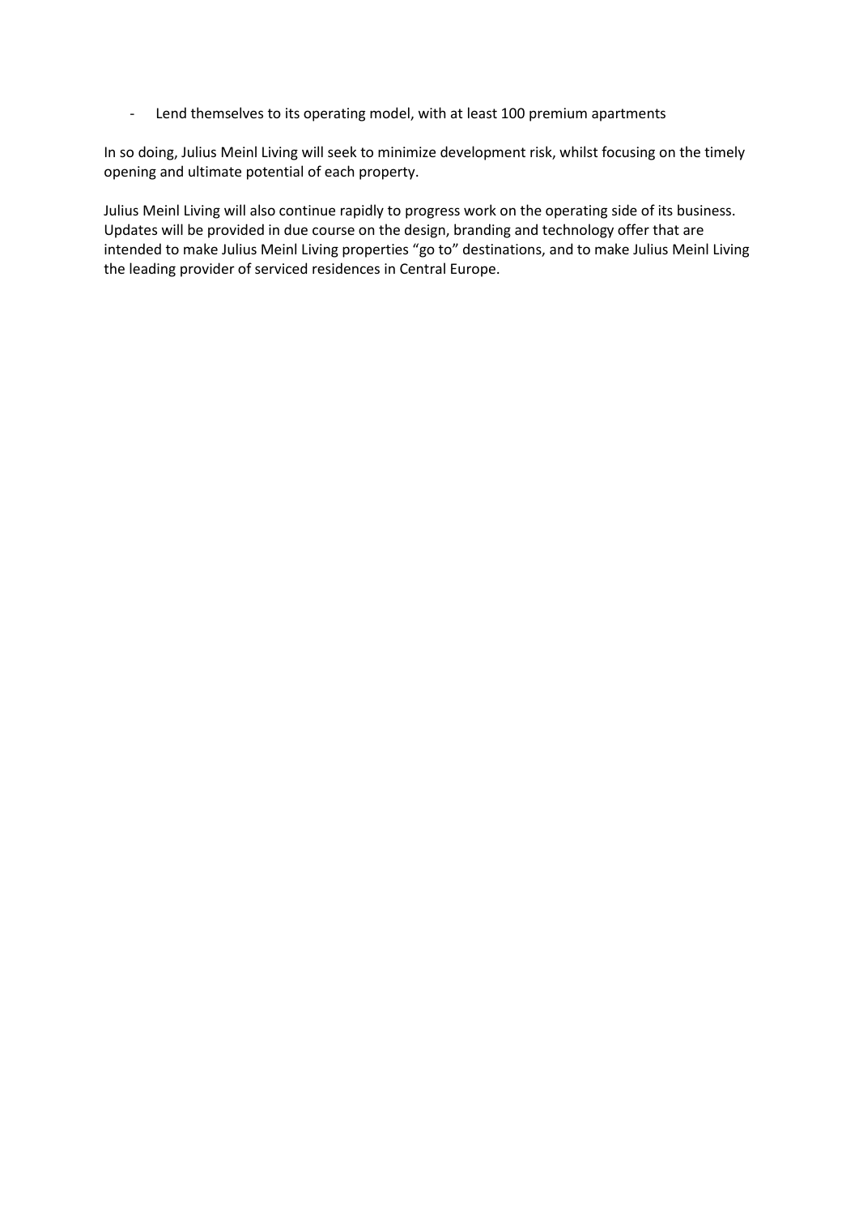- Lend themselves to its operating model, with at least 100 premium apartments

In so doing, Julius Meinl Living will seek to minimize development risk, whilst focusing on the timely opening and ultimate potential of each property.

Julius Meinl Living will also continue rapidly to progress work on the operating side of its business. Updates will be provided in due course on the design, branding and technology offer that are intended to make Julius Meinl Living properties "go to" destinations, and to make Julius Meinl Living the leading provider of serviced residences in Central Europe.